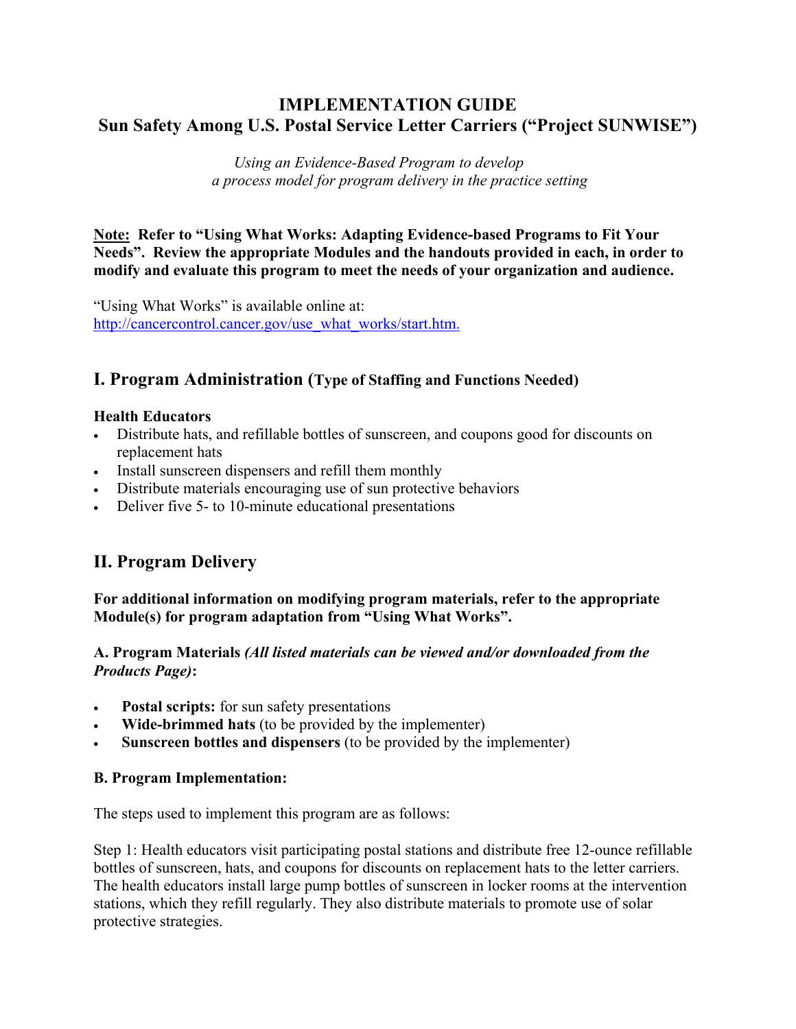# IMPLEMENTATION GUIDE
# Sun Safety Among U.S. Postal Service Letter Carriers ("Project SUNWISE")

*Using an Evidence-Based Program to develop a process model for program delivery in the practice setting*

**Note: Refer to "Using What Works: Adapting Evidence-based Programs to Fit Your Needs". Review the appropriate Modules and the handouts provided in each, in order to modify and evaluate this program to meet the needs of your organization and audience.**

"Using What Works" is available online at: [http://cancercontrol.cancer.gov/use_what_works/start.htm.](http://cancercontrol.cancer.gov/use_what_works/start.htm)

## I. Program Administration (Type of Staffing and Functions Needed)

**Health Educators**

- Distribute hats, and refillable bottles of sunscreen, and coupons good for discounts on replacement hats
- Install sunscreen dispensers and refill them monthly
- Distribute materials encouraging use of sun protective behaviors
- Deliver five 5- to 10-minute educational presentations

## II. Program Delivery

**For additional information on modifying program materials, refer to the appropriate Module(s) for program adaptation from "Using What Works".**

### A. Program Materials *(All listed materials can be viewed and/or downloaded from the Products Page)*:

- **Postal scripts:** for sun safety presentations
- **Wide-brimmed hats** (to be provided by the implementer)
- **Sunscreen bottles and dispensers** (to be provided by the implementer)

### B. Program Implementation:

The steps used to implement this program are as follows:

Step 1: Health educators visit participating postal stations and distribute free 12-ounce refillable bottles of sunscreen, hats, and coupons for discounts on replacement hats to the letter carriers. The health educators install large pump bottles of sunscreen in locker rooms at the intervention stations, which they refill regularly. They also distribute materials to promote use of solar protective strategies.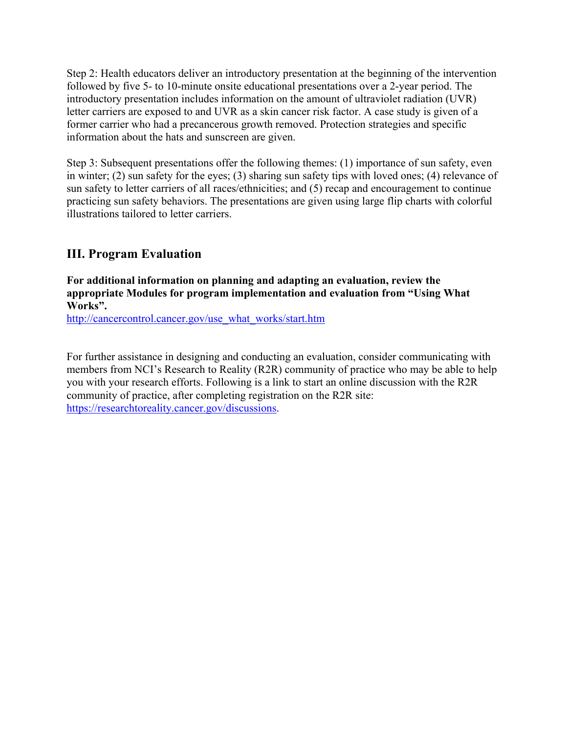Step 2: Health educators deliver an introductory presentation at the beginning of the intervention followed by five 5- to 10-minute onsite educational presentations over a 2-year period. The introductory presentation includes information on the amount of ultraviolet radiation (UVR) letter carriers are exposed to and UVR as a skin cancer risk factor. A case study is given of a former carrier who had a precancerous growth removed. Protection strategies and specific information about the hats and sunscreen are given.

Step 3: Subsequent presentations offer the following themes: (1) importance of sun safety, even in winter; (2) sun safety for the eyes; (3) sharing sun safety tips with loved ones; (4) relevance of sun safety to letter carriers of all races/ethnicities; and (5) recap and encouragement to continue practicing sun safety behaviors. The presentations are given using large flip charts with colorful illustrations tailored to letter carriers.

## III. Program Evaluation

**For additional information on planning and adapting an evaluation, review the appropriate Modules for program implementation and evaluation from "Using What Works".**

http://cancercontrol.cancer.gov/use_what_works/start.htm

For further assistance in designing and conducting an evaluation, consider communicating with members from NCI's Research to Reality (R2R) community of practice who may be able to help you with your research efforts. Following is a link to start an online discussion with the R2R community of practice, after completing registration on the R2R site: https://researchtoreality.cancer.gov/discussions.